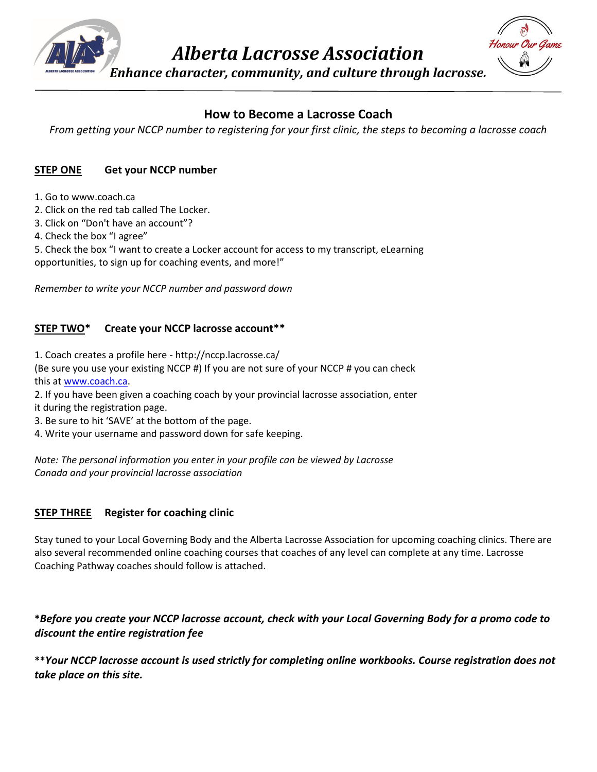# Alberta Lacrosse Association

*Enhance character, community, and culture through lacrosse.*

Honour Our Game

---

## How to Become a Lacrosse Coach

*From getting your NCCP number to registering for your first clinic, the steps to becoming a lacrosse coach*

### STEP ONE Get your NCCP number

1. Go to www.coach.ca
2. Click on the red tab called The Locker.
3. Click on "Don't have an account"?
4. Check the box "I agree"
5. Check the box "I want to create a Locker account for access to my transcript, eLearning opportunities, to sign up for coaching events, and more!"

*Remember to write your NCCP number and password down*

### STEP TWO* Create your NCCP lacrosse account**

1. Coach creates a profile here - http://nccp.lacrosse.ca/
(Be sure you use your existing NCCP #) If you are not sure of your NCCP # you can check this at [www.coach.ca](www.coach.ca).
2. If you have been given a coaching coach by your provincial lacrosse association, enter it during the registration page.
3. Be sure to hit 'SAVE' at the bottom of the page.
4. Write your username and password down for safe keeping.

*Note: The personal information you enter in your profile can be viewed by Lacrosse Canada and your provincial lacrosse association*

### STEP THREE Register for coaching clinic

Stay tuned to your Local Governing Body and the Alberta Lacrosse Association for upcoming coaching clinics. There are also several recommended online coaching courses that coaches of any level can complete at any time. Lacrosse Coaching Pathway coaches should follow is attached.

***Before you create your NCCP lacrosse account, check with your Local Governing Body for a promo code to discount the entire registration fee***

*****Your NCCP lacrosse account is used strictly for completing online workbooks. Course registration does not take place on this site.***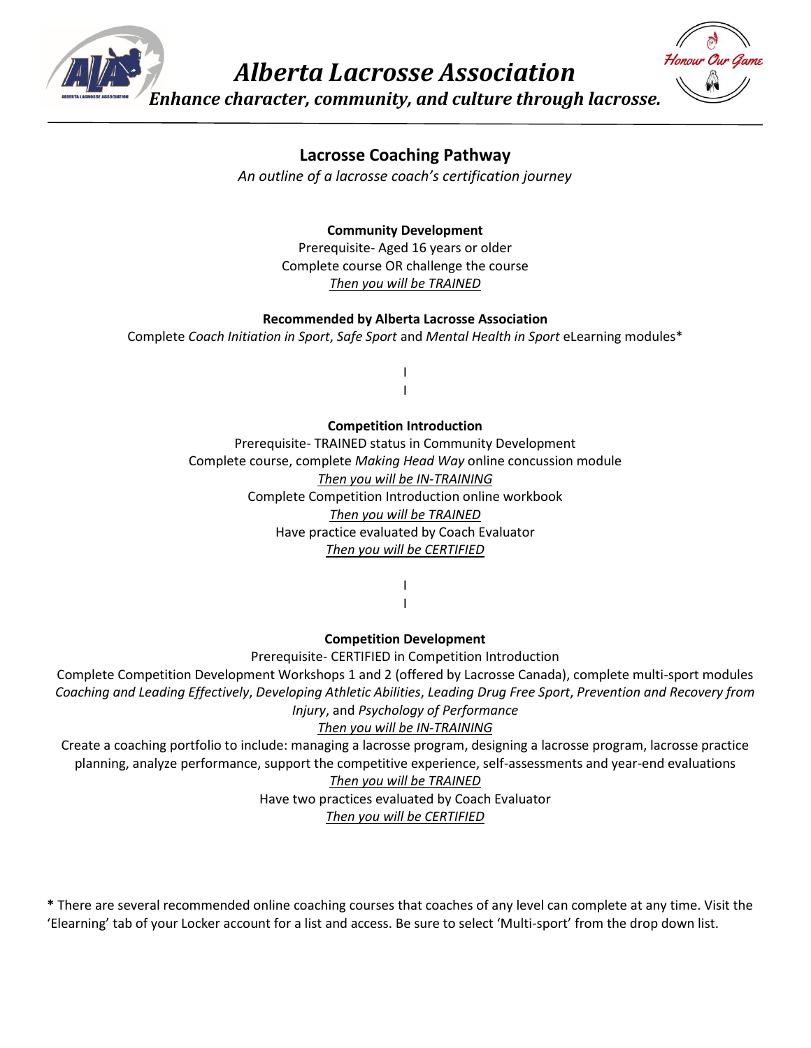# Alberta Lacrosse Association

***Enhance character, community, and culture through lacrosse.***

## Lacrosse Coaching Pathway

*An outline of a lacrosse coach's certification journey*

**Community Development**

Prerequisite- Aged 16 years or older

Complete course OR challenge the course

*Then you will be TRAINED*

**Recommended by Alberta Lacrosse Association**

Complete *Coach Initiation in Sport*, *Safe Sport* and *Mental Health in Sport* eLearning modules*

|

|

**Competition Introduction**

Prerequisite- TRAINED status in Community Development

Complete course, complete *Making Head Way* online concussion module

*Then you will be IN-TRAINING*

Complete Competition Introduction online workbook

*Then you will be TRAINED*

Have practice evaluated by Coach Evaluator

*Then you will be CERTIFIED*

|

|

**Competition Development**

Prerequisite- CERTIFIED in Competition Introduction

Complete Competition Development Workshops 1 and 2 (offered by Lacrosse Canada), complete multi-sport modules *Coaching and Leading Effectively*, *Developing Athletic Abilities*, *Leading Drug Free Sport*, *Prevention and Recovery from Injury*, and *Psychology of Performance*

*Then you will be IN-TRAINING*

Create a coaching portfolio to include: managing a lacrosse program, designing a lacrosse program, lacrosse practice planning, analyze performance, support the competitive experience, self-assessments and year-end evaluations

*Then you will be TRAINED*

Have two practices evaluated by Coach Evaluator

*Then you will be CERTIFIED*

**\*** There are several recommended online coaching courses that coaches of any level can complete at any time. Visit the 'Elearning' tab of your Locker account for a list and access. Be sure to select 'Multi-sport' from the drop down list.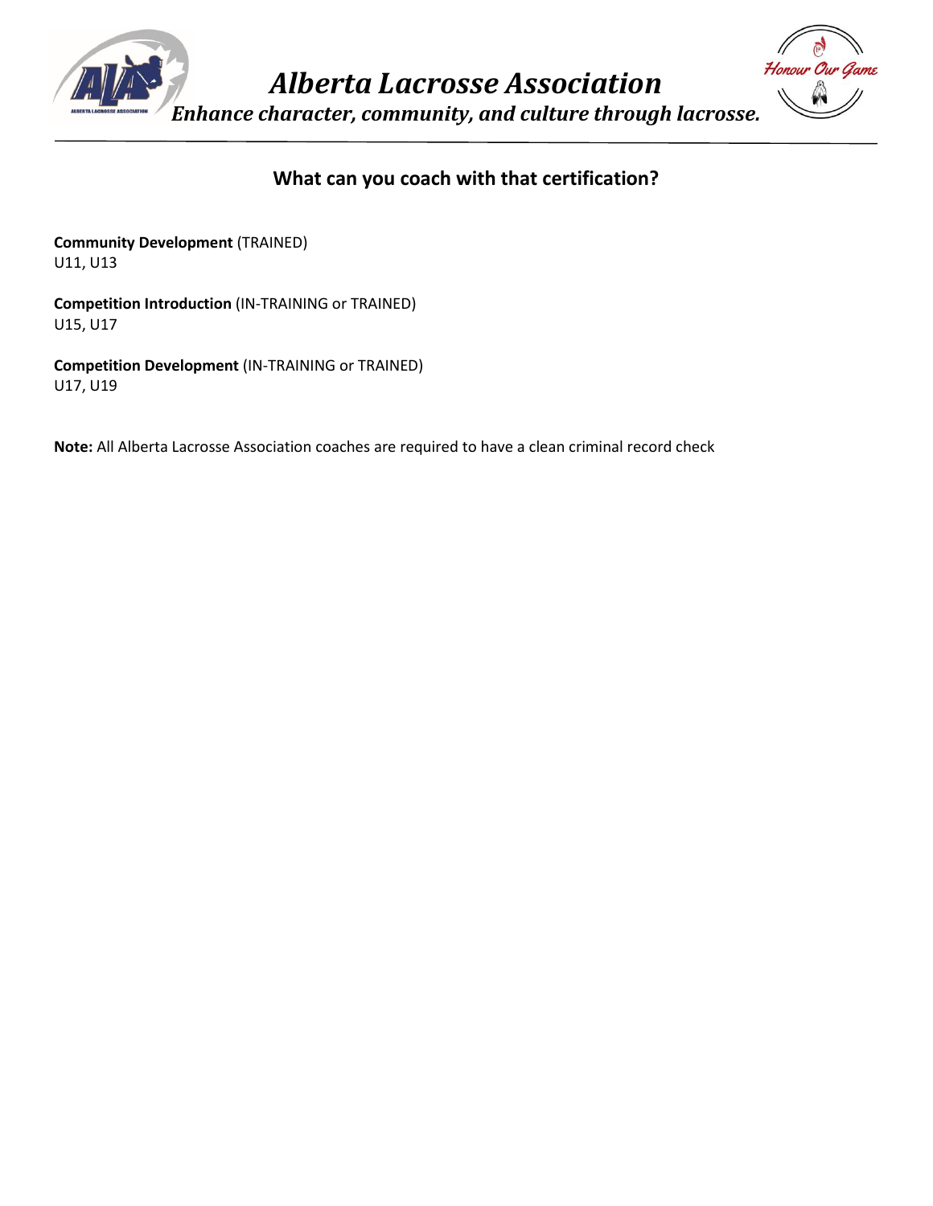## What can you coach with that certification?

**Community Development** (TRAINED)
U11, U13

**Competition Introduction** (IN-TRAINING or TRAINED)
U15, U17

**Competition Development** (IN-TRAINING or TRAINED)
U17, U19

**Note:** All Alberta Lacrosse Association coaches are required to have a clean criminal record check